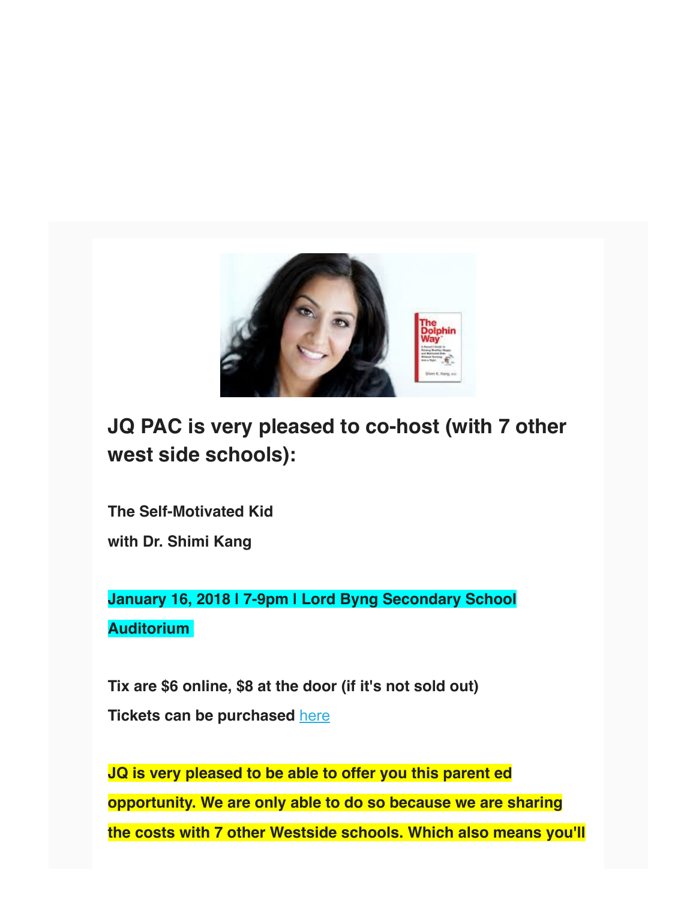## JQ PAC is very pleased to co-host (with 7 other west side schools):

**The Self-Motivated Kid**

**with Dr. Shimi Kang**

**January 16, 2018 | 7-9pm | Lord Byng Secondary School Auditorium**

**Tix are $6 online, $8 at the door (if it's not sold out)**

**Tickets can be purchased here**

**JQ is very pleased to be able to offer you this parent ed opportunity. We are only able to do so because we are sharing the costs with 7 other Westside schools. Which also means you'll**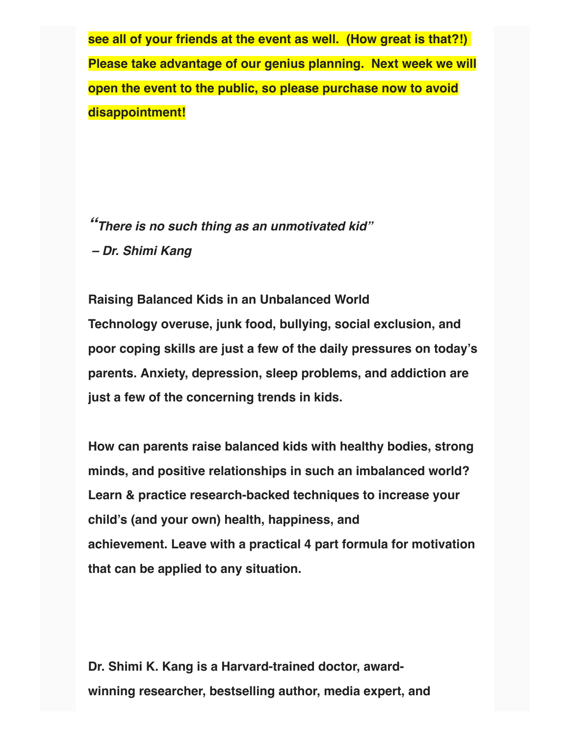**see all of your friends at the event as well. (How great is that?!) Please take advantage of our genius planning. Next week we will open the event to the public, so please purchase now to avoid disappointment!**

***"There is no such thing as an unmotivated kid"***
***– Dr. Shimi Kang***

**Raising Balanced Kids in an Unbalanced World**
**Technology overuse, junk food, bullying, social exclusion, and poor coping skills are just a few of the daily pressures on today's parents. Anxiety, depression, sleep problems, and addiction are just a few of the concerning trends in kids.**

**How can parents raise balanced kids with healthy bodies, strong minds, and positive relationships in such an imbalanced world? Learn & practice research-backed techniques to increase your child's (and your own) health, happiness, and achievement. Leave with a practical 4 part formula for motivation that can be applied to any situation.**

**Dr. Shimi K. Kang is a Harvard-trained doctor, award-winning researcher, bestselling author, media expert, and**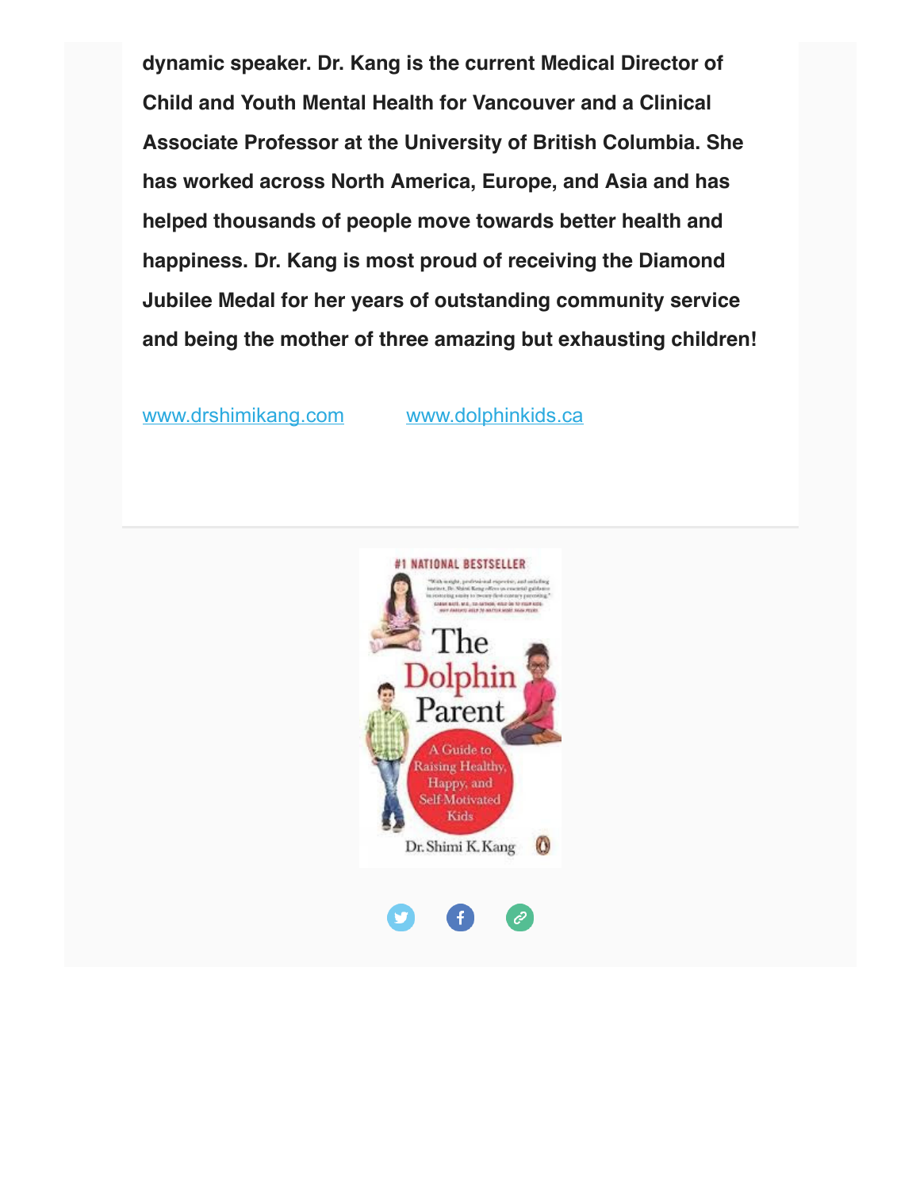**dynamic speaker. Dr. Kang is the current Medical Director of Child and Youth Mental Health for Vancouver and a Clinical Associate Professor at the University of British Columbia. She has worked across North America, Europe, and Asia and has helped thousands of people move towards better health and happiness. Dr. Kang is most proud of receiving the Diamond Jubilee Medal for her years of outstanding community service and being the mother of three amazing but exhausting children!**

www.drshimikang.com www.dolphinkids.ca